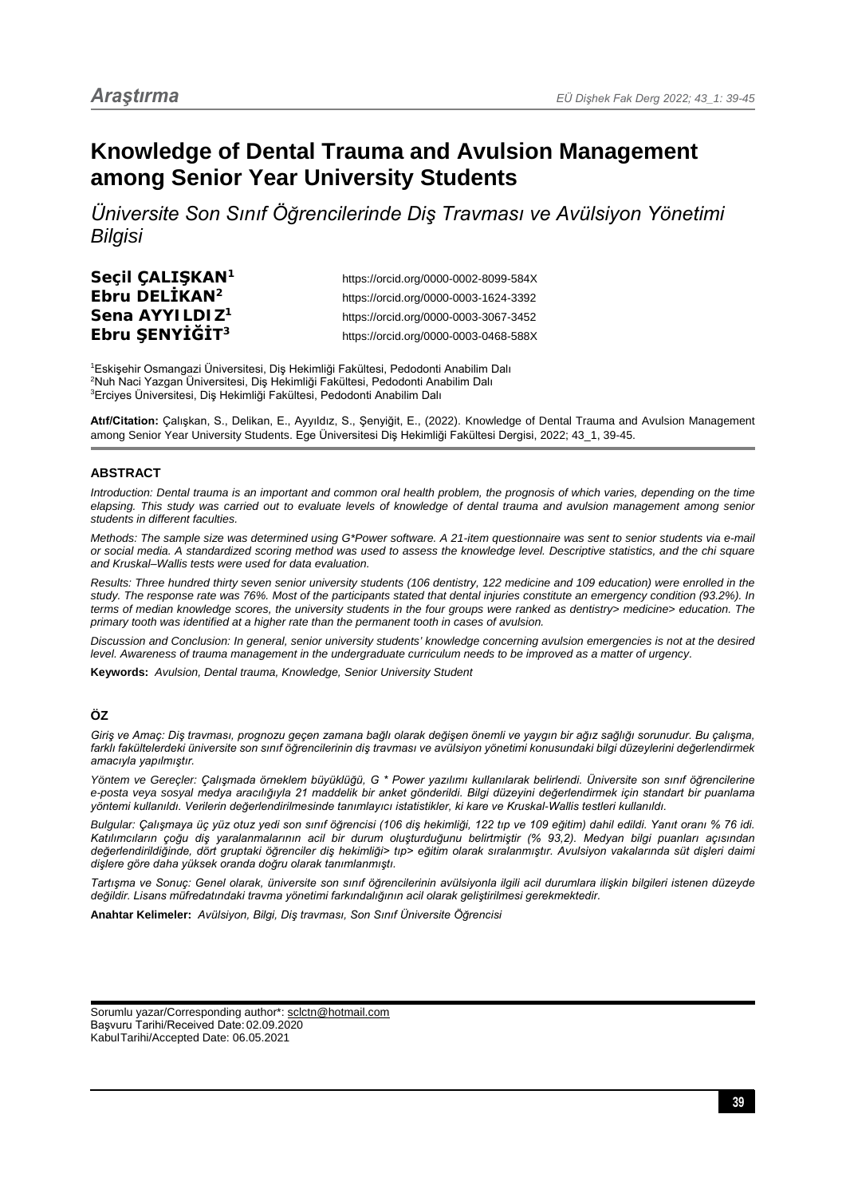Araştırma

# Knowledge of Dental Trauma and Avulsion Management among Senior Year University Students

## *Üniversite Son Sınıf Öğrencilerinde Diş Travması ve Avülsiyon Yönetimi Bilgisi*

**Seçil ÇALIŞKAN**[1] https://orcid.org/0000-0002-8099-584X
**Ebru DELİKAN**[2] https://orcid.org/0000-0003-1624-3392
**Sena AYYILDIZ**[1] https://orcid.org/0000-0003-3067-3452
**Ebru ŞENYİĞİT**[3] https://orcid.org/0000-0003-0468-588X

[1]Eskişehir Osmangazi Üniversitesi, Diş Hekimliği Fakültesi, Pedodonti Anabilim Dalı
[2]Nuh Naci Yazgan Üniversitesi, Diş Hekimliği Fakültesi, Pedodonti Anabilim Dalı
[3]Erciyes Üniversitesi, Diş Hekimliği Fakültesi, Pedodonti Anabilim Dalı

**Atıf/Citation:** Çalışkan, S., Delikan, E., Ayyıldız, S., Şenyiğit, E., (2022). Knowledge of Dental Trauma and Avulsion Management among Senior Year University Students. Ege Üniversitesi Diş Hekimliği Fakültesi Dergisi, 2022; 43_1, 39-45.

### ABSTRACT

*Introduction: Dental trauma is an important and common oral health problem, the prognosis of which varies, depending on the time elapsing. This study was carried out to evaluate levels of knowledge of dental trauma and avulsion management among senior students in different faculties.*

*Methods: The sample size was determined using G\*Power software. A 21-item questionnaire was sent to senior students via e-mail or social media. A standardized scoring method was used to assess the knowledge level. Descriptive statistics, and the chi square and Kruskal–Wallis tests were used for data evaluation.*

*Results: Three hundred thirty seven senior university students (106 dentistry, 122 medicine and 109 education) were enrolled in the study. The response rate was 76%. Most of the participants stated that dental injuries constitute an emergency condition (93.2%). In terms of median knowledge scores, the university students in the four groups were ranked as dentistry> medicine> education. The primary tooth was identified at a higher rate than the permanent tooth in cases of avulsion.*

*Discussion and Conclusion: In general, senior university students' knowledge concerning avulsion emergencies is not at the desired level. Awareness of trauma management in the undergraduate curriculum needs to be improved as a matter of urgency.*

**Keywords:** *Avulsion, Dental trauma, Knowledge, Senior University Student*

### ÖZ

*Giriş ve Amaç: Diş travması, prognozu geçen zamana bağlı olarak değişen önemli ve yaygın bir ağız sağlığı sorunudur. Bu çalışma, farklı fakültelerdeki üniversite son sınıf öğrencilerinin diş travması ve avülsiyon yönetimi konusundaki bilgi düzeylerini değerlendirmek amacıyla yapılmıştır.*

*Yöntem ve Gereçler: Çalışmada örneklem büyüklüğü, G \* Power yazılımı kullanılarak belirlendi. Üniversite son sınıf öğrencilerine e-posta veya sosyal medya aracılığıyla 21 maddelik bir anket gönderildi. Bilgi düzeyini değerlendirmek için standart bir puanlama yöntemi kullanıldı. Verilerin değerlendirilmesinde tanımlayıcı istatistikler, ki kare ve Kruskal-Wallis testleri kullanıldı.*

*Bulgular: Çalışmaya üç yüz otuz yedi son sınıf öğrencisi (106 diş hekimliği, 122 tıp ve 109 eğitim) dahil edildi. Yanıt oranı % 76 idi. Katılımcıların çoğu diş yaralanmalarının acil bir durum oluşturduğunu belirtmiştir (% 93,2). Medyan bilgi puanları açısından değerlendirildiğinde, dört gruptaki öğrenciler diş hekimliği> tıp> eğitim olarak sıralanmıştır. Avülsiyon vakalarında süt dişleri daimi dişlere göre daha yüksek oranda doğru olarak tanımlanmıştı.*

*Tartışma ve Sonuç: Genel olarak, üniversite son sınıf öğrencilerinin avülsiyonla ilgili acil durumlara ilişkin bilgileri istenen düzeyde değildir. Lisans müfredatındaki travma yönetimi farkındalığının acil olarak geliştirilmesi gerekmektedir.*

**Anahtar Kelimeler:** *Avülsiyon, Bilgi, Diş travması, Son Sınıf Üniversite Öğrencisi*

Sorumlu yazar/Corresponding author\*: sclctn@hotmail.com
Başvuru Tarihi/Received Date: 02.09.2020
KabulTarihi/Accepted Date: 06.05.2021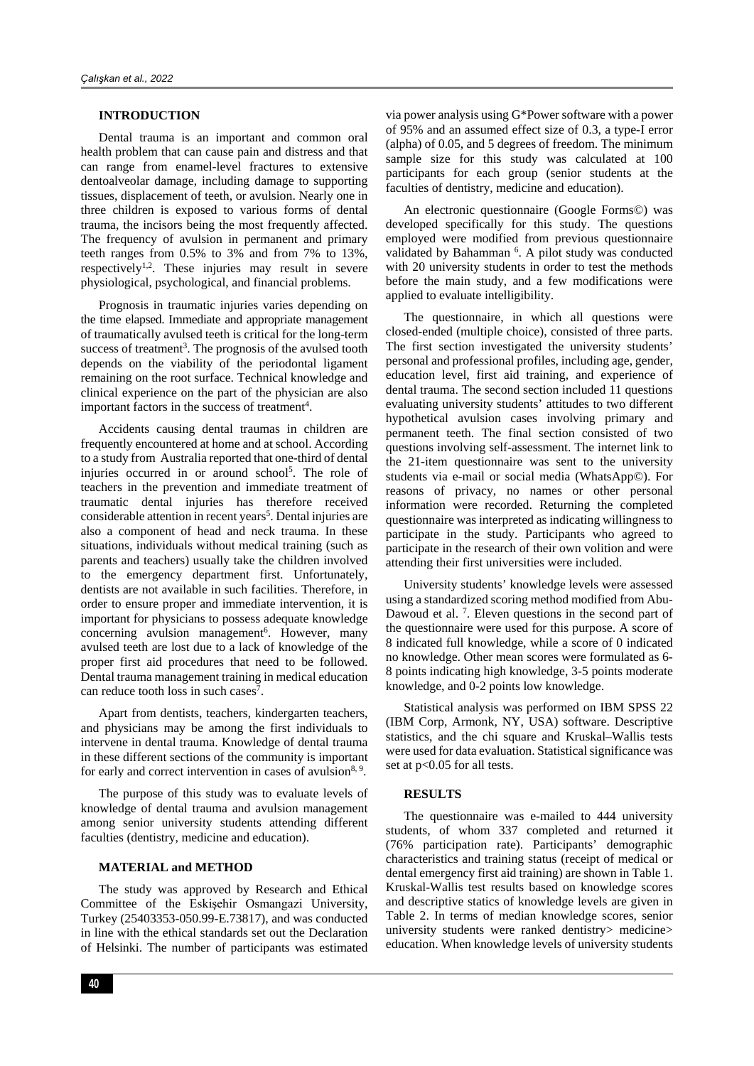## INTRODUCTION

Dental trauma is an important and common oral health problem that can cause pain and distress and that can range from enamel-level fractures to extensive dentoalveolar damage, including damage to supporting tissues, displacement of teeth, or avulsion. Nearly one in three children is exposed to various forms of dental trauma, the incisors being the most frequently affected. The frequency of avulsion in permanent and primary teeth ranges from 0.5% to 3% and from 7% to 13%, respectively[1,2]. These injuries may result in severe physiological, psychological, and financial problems.

Prognosis in traumatic injuries varies depending on the time elapsed. Immediate and appropriate management of traumatically avulsed teeth is critical for the long-term success of treatment[3]. The prognosis of the avulsed tooth depends on the viability of the periodontal ligament remaining on the root surface. Technical knowledge and clinical experience on the part of the physician are also important factors in the success of treatment[4].

Accidents causing dental traumas in children are frequently encountered at home and at school. According to a study from Australia reported that one-third of dental injuries occurred in or around school[5]. The role of teachers in the prevention and immediate treatment of traumatic dental injuries has therefore received considerable attention in recent years[5]. Dental injuries are also a component of head and neck trauma. In these situations, individuals without medical training (such as parents and teachers) usually take the children involved to the emergency department first. Unfortunately, dentists are not available in such facilities. Therefore, in order to ensure proper and immediate intervention, it is important for physicians to possess adequate knowledge concerning avulsion management[6]. However, many avulsed teeth are lost due to a lack of knowledge of the proper first aid procedures that need to be followed. Dental trauma management training in medical education can reduce tooth loss in such cases[7].

Apart from dentists, teachers, kindergarten teachers, and physicians may be among the first individuals to intervene in dental trauma. Knowledge of dental trauma in these different sections of the community is important for early and correct intervention in cases of avulsion[8, 9].

The purpose of this study was to evaluate levels of knowledge of dental trauma and avulsion management among senior university students attending different faculties (dentistry, medicine and education).

## MATERIAL and METHOD

The study was approved by Research and Ethical Committee of the Eskişehir Osmangazi University, Turkey (25403353-050.99-E.73817), and was conducted in line with the ethical standards set out the Declaration of Helsinki. The number of participants was estimated via power analysis using G*Power software with a power of 95% and an assumed effect size of 0.3, a type-I error (alpha) of 0.05, and 5 degrees of freedom. The minimum sample size for this study was calculated at 100 participants for each group (senior students at the faculties of dentistry, medicine and education).

An electronic questionnaire (Google Forms©) was developed specifically for this study. The questions employed were modified from previous questionnaire validated by Bahamman [6]. A pilot study was conducted with 20 university students in order to test the methods before the main study, and a few modifications were applied to evaluate intelligibility.

The questionnaire, in which all questions were closed-ended (multiple choice), consisted of three parts. The first section investigated the university students' personal and professional profiles, including age, gender, education level, first aid training, and experience of dental trauma. The second section included 11 questions evaluating university students' attitudes to two different hypothetical avulsion cases involving primary and permanent teeth. The final section consisted of two questions involving self-assessment. The internet link to the 21-item questionnaire was sent to the university students via e-mail or social media (WhatsApp©). For reasons of privacy, no names or other personal information were recorded. Returning the completed questionnaire was interpreted as indicating willingness to participate in the study. Participants who agreed to participate in the research of their own volition and were attending their first universities were included.

University students' knowledge levels were assessed using a standardized scoring method modified from Abu-Dawoud et al. [7]. Eleven questions in the second part of the questionnaire were used for this purpose. A score of 8 indicated full knowledge, while a score of 0 indicated no knowledge. Other mean scores were formulated as 6-8 points indicating high knowledge, 3-5 points moderate knowledge, and 0-2 points low knowledge.

Statistical analysis was performed on IBM SPSS 22 (IBM Corp, Armonk, NY, USA) software. Descriptive statistics, and the chi square and Kruskal–Wallis tests were used for data evaluation. Statistical significance was set at $p<0.05$ for all tests.

## RESULTS

The questionnaire was e-mailed to 444 university students, of whom 337 completed and returned it (76% participation rate). Participants' demographic characteristics and training status (receipt of medical or dental emergency first aid training) are shown in Table 1. Kruskal-Wallis test results based on knowledge scores and descriptive statics of knowledge levels are given in Table 2. In terms of median knowledge scores, senior university students were ranked dentistry> medicine> education. When knowledge levels of university students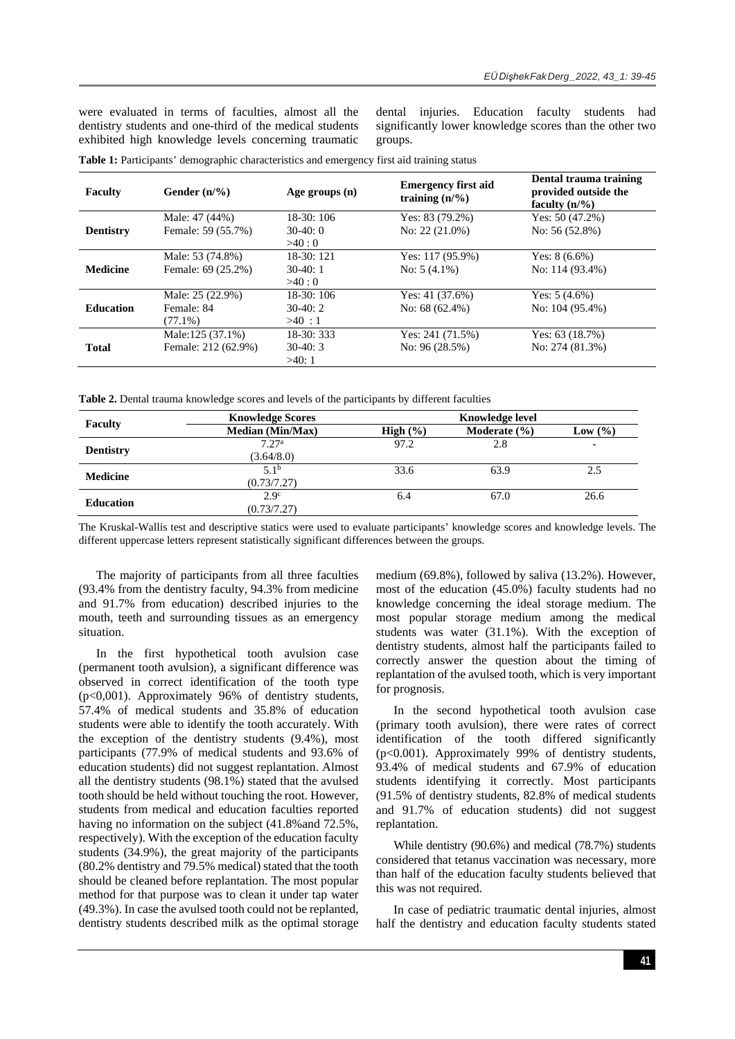were evaluated in terms of faculties, almost all the dentistry students and one-third of the medical students exhibited high knowledge levels concerning traumatic dental injuries. Education faculty students had significantly lower knowledge scores than the other two groups.

**Table 1:** Participants' demographic characteristics and emergency first aid training status

| Faculty | Gender (n/%) | Age groups (n) | Emergency first aid training (n/%) | Dental trauma training provided outside the faculty (n/%) |
|---|---|---|---|---|
| **Dentistry** | Male: 47 (44%)<br>Female: 59 (55.7%) | 18-30: 106<br>30-40: 0<br>>40 : 0 | Yes: 83 (79.2%)<br>No: 22 (21.0%) | Yes: 50 (47.2%)<br>No: 56 (52.8%) |
| **Medicine** | Male: 53 (74.8%)<br>Female: 69 (25.2%) | 18-30: 121<br>30-40: 1<br>>40 : 0 | Yes: 117 (95.9%)<br>No: 5 (4.1%) | Yes: 8 (6.6%)<br>No: 114 (93.4%) |
| **Education** | Male: 25 (22.9%)<br>Female: 84 (77.1%) | 18-30: 106<br>30-40: 2<br>>40 : 1 | Yes: 41 (37.6%)<br>No: 68 (62.4%) | Yes: 5 (4.6%)<br>No: 104 (95.4%) |
| **Total** | Male:125 (37.1%)<br>Female: 212 (62.9%) | 18-30: 333<br>30-40: 3<br>>40: 1 | Yes: 241 (71.5%)<br>No: 96 (28.5%) | Yes: 63 (18.7%)<br>No: 274 (81.3%) |

**Table 2.** Dental trauma knowledge scores and levels of the participants by different faculties

| Faculty | Knowledge Scores | Knowledge level | | |
|---|---|---|---|---|
| | **Median (Min/Max)** | **High (%)** | **Moderate (%)** | **Low (%)** |
| **Dentistry** | $7.27^{a}$ (3.64/8.0) | 97.2 | 2.8 | - |
| **Medicine** | $5.1^{b}$ (0.73/7.27) | 33.6 | 63.9 | 2.5 |
| **Education** | $2.9^{c}$ (0.73/7.27) | 6.4 | 67.0 | 26.6 |

The Kruskal-Wallis test and descriptive statics were used to evaluate participants' knowledge scores and knowledge levels. The different uppercase letters represent statistically significant differences between the groups.

The majority of participants from all three faculties (93.4% from the dentistry faculty, 94.3% from medicine and 91.7% from education) described injuries to the mouth, teeth and surrounding tissues as an emergency situation.

In the first hypothetical tooth avulsion case (permanent tooth avulsion), a significant difference was observed in correct identification of the tooth type ($p<0,001$). Approximately 96% of dentistry students, 57.4% of medical students and 35.8% of education students were able to identify the tooth accurately. With the exception of the dentistry students (9.4%), most participants (77.9% of medical students and 93.6% of education students) did not suggest replantation. Almost all the dentistry students (98.1%) stated that the avulsed tooth should be held without touching the root. However, students from medical and education faculties reported having no information on the subject (41.8%and 72.5%, respectively). With the exception of the education faculty students (34.9%), the great majority of the participants (80.2% dentistry and 79.5% medical) stated that the tooth should be cleaned before replantation. The most popular method for that purpose was to clean it under tap water (49.3%). In case the avulsed tooth could not be replanted, dentistry students described milk as the optimal storage medium (69.8%), followed by saliva (13.2%). However, most of the education (45.0%) faculty students had no knowledge concerning the ideal storage medium. The most popular storage medium among the medical students was water (31.1%). With the exception of dentistry students, almost half the participants failed to correctly answer the question about the timing of replantation of the avulsed tooth, which is very important for prognosis.

In the second hypothetical tooth avulsion case (primary tooth avulsion), there were rates of correct identification of the tooth differed significantly ($p<0.001$). Approximately 99% of dentistry students, 93.4% of medical students and 67.9% of education students identifying it correctly. Most participants (91.5% of dentistry students, 82.8% of medical students and 91.7% of education students) did not suggest replantation.

While dentistry (90.6%) and medical (78.7%) students considered that tetanus vaccination was necessary, more than half of the education faculty students believed that this was not required.

In case of pediatric traumatic dental injuries, almost half the dentistry and education faculty students stated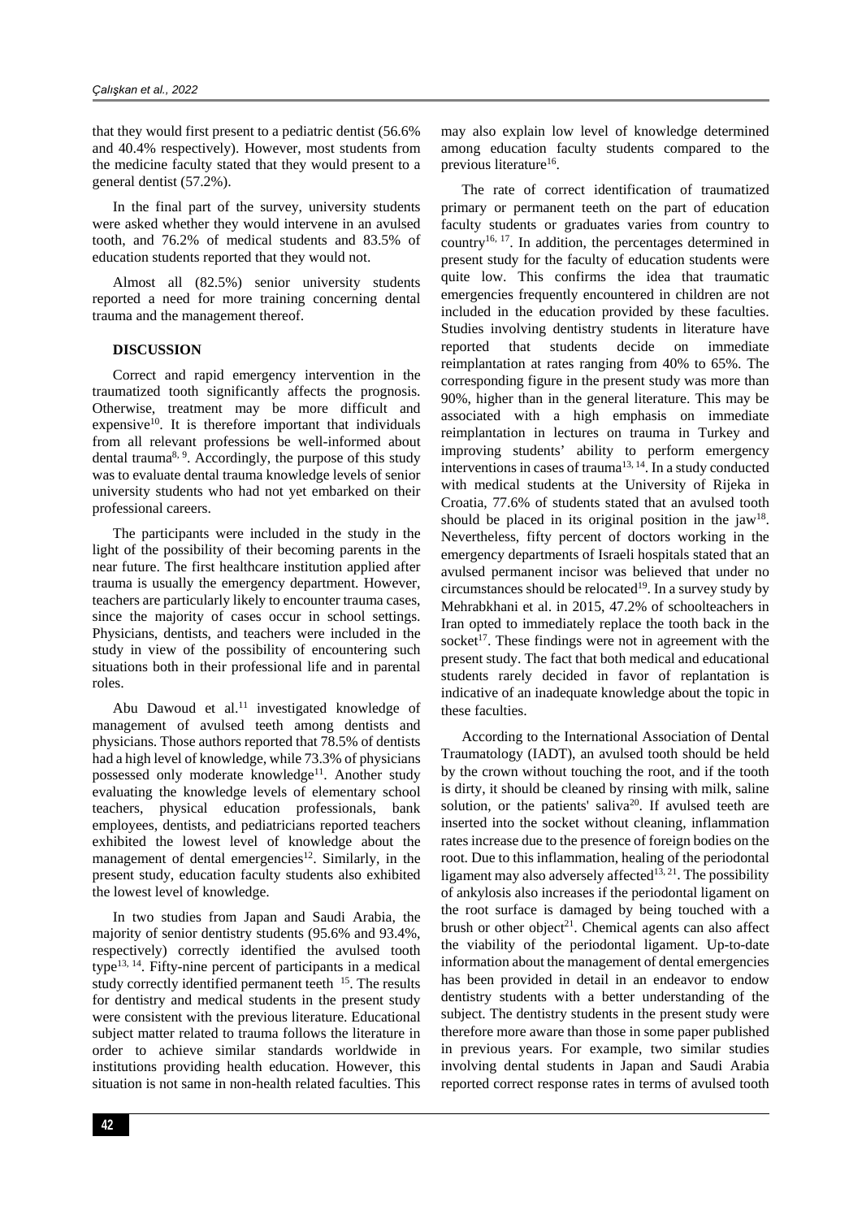that they would first present to a pediatric dentist (56.6% and 40.4% respectively). However, most students from the medicine faculty stated that they would present to a general dentist (57.2%).

In the final part of the survey, university students were asked whether they would intervene in an avulsed tooth, and 76.2% of medical students and 83.5% of education students reported that they would not.

Almost all (82.5%) senior university students reported a need for more training concerning dental trauma and the management thereof.

## DISCUSSION

Correct and rapid emergency intervention in the traumatized tooth significantly affects the prognosis. Otherwise, treatment may be more difficult and expensive[10]. It is therefore important that individuals from all relevant professions be well-informed about dental trauma[8, 9]. Accordingly, the purpose of this study was to evaluate dental trauma knowledge levels of senior university students who had not yet embarked on their professional careers.

The participants were included in the study in the light of the possibility of their becoming parents in the near future. The first healthcare institution applied after trauma is usually the emergency department. However, teachers are particularly likely to encounter trauma cases, since the majority of cases occur in school settings. Physicians, dentists, and teachers were included in the study in view of the possibility of encountering such situations both in their professional life and in parental roles.

Abu Dawoud et al.[11] investigated knowledge of management of avulsed teeth among dentists and physicians. Those authors reported that 78.5% of dentists had a high level of knowledge, while 73.3% of physicians possessed only moderate knowledge[11]. Another study evaluating the knowledge levels of elementary school teachers, physical education professionals, bank employees, dentists, and pediatricians reported teachers exhibited the lowest level of knowledge about the management of dental emergencies[12]. Similarly, in the present study, education faculty students also exhibited the lowest level of knowledge.

In two studies from Japan and Saudi Arabia, the majority of senior dentistry students (95.6% and 93.4%, respectively) correctly identified the avulsed tooth type[13, 14]. Fifty-nine percent of participants in a medical study correctly identified permanent teeth [15]. The results for dentistry and medical students in the present study were consistent with the previous literature. Educational subject matter related to trauma follows the literature in order to achieve similar standards worldwide in institutions providing health education. However, this situation is not same in non-health related faculties. This may also explain low level of knowledge determined among education faculty students compared to the previous literature[16].

The rate of correct identification of traumatized primary or permanent teeth on the part of education faculty students or graduates varies from country to country[16, 17]. In addition, the percentages determined in present study for the faculty of education students were quite low. This confirms the idea that traumatic emergencies frequently encountered in children are not included in the education provided by these faculties. Studies involving dentistry students in literature have reported that students decide on immediate reimplantation at rates ranging from 40% to 65%. The corresponding figure in the present study was more than 90%, higher than in the general literature. This may be associated with a high emphasis on immediate reimplantation in lectures on trauma in Turkey and improving students' ability to perform emergency interventions in cases of trauma[13, 14]. In a study conducted with medical students at the University of Rijeka in Croatia, 77.6% of students stated that an avulsed tooth should be placed in its original position in the jaw[18]. Nevertheless, fifty percent of doctors working in the emergency departments of Israeli hospitals stated that an avulsed permanent incisor was believed that under no circumstances should be relocated[19]. In a survey study by Mehrabkhani et al. in 2015, 47.2% of schoolteachers in Iran opted to immediately replace the tooth back in the socket[17]. These findings were not in agreement with the present study. The fact that both medical and educational students rarely decided in favor of replantation is indicative of an inadequate knowledge about the topic in these faculties.

According to the International Association of Dental Traumatology (IADT), an avulsed tooth should be held by the crown without touching the root, and if the tooth is dirty, it should be cleaned by rinsing with milk, saline solution, or the patients' saliva[20]. If avulsed teeth are inserted into the socket without cleaning, inflammation rates increase due to the presence of foreign bodies on the root. Due to this inflammation, healing of the periodontal ligament may also adversely affected[13, 21]. The possibility of ankylosis also increases if the periodontal ligament on the root surface is damaged by being touched with a brush or other object[21]. Chemical agents can also affect the viability of the periodontal ligament. Up-to-date information about the management of dental emergencies has been provided in detail in an endeavor to endow dentistry students with a better understanding of the subject. The dentistry students in the present study were therefore more aware than those in some paper published in previous years. For example, two similar studies involving dental students in Japan and Saudi Arabia reported correct response rates in terms of avulsed tooth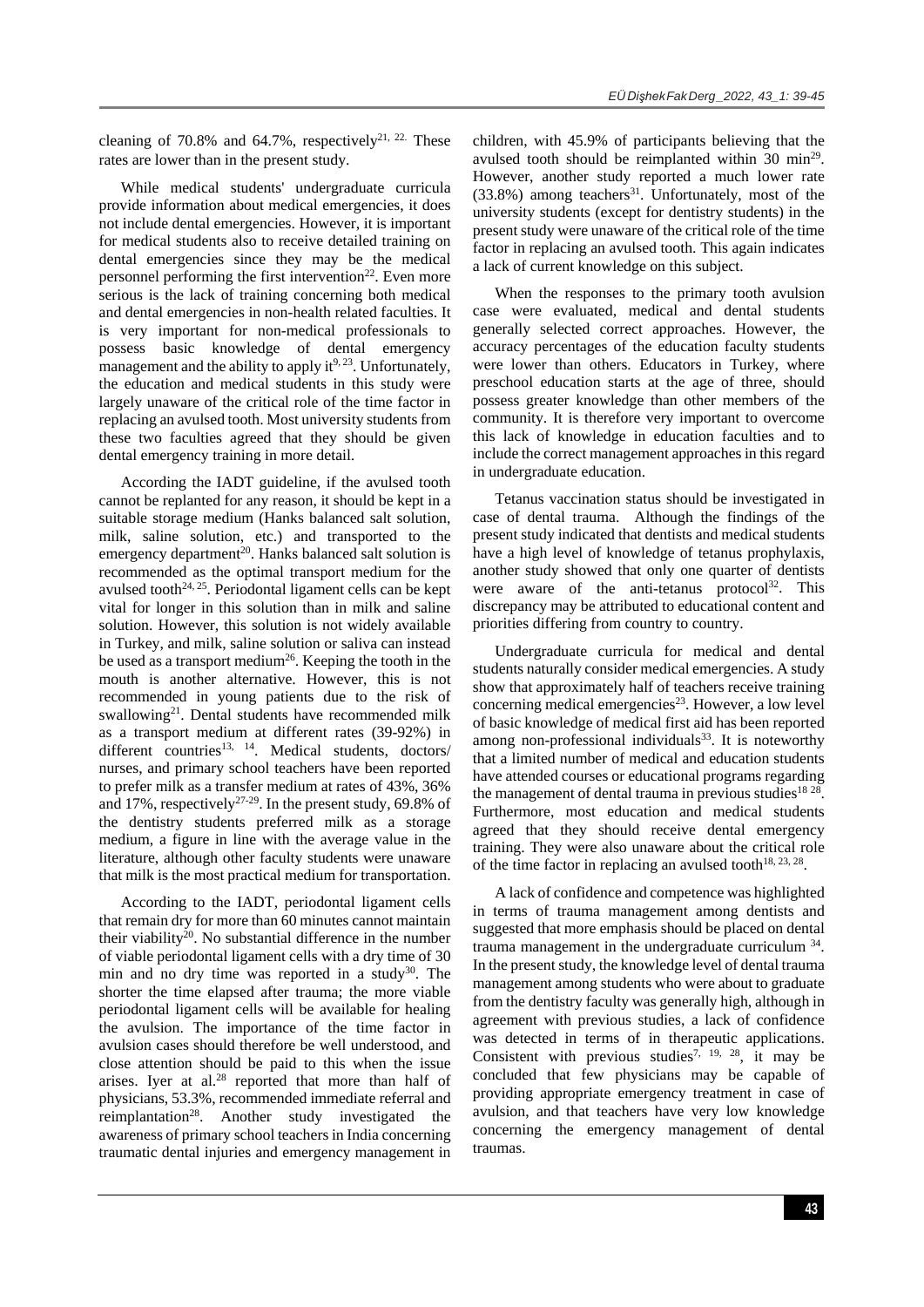cleaning of 70.8% and 64.7%, respectively[21, 22.] These rates are lower than in the present study.

While medical students' undergraduate curricula provide information about medical emergencies, it does not include dental emergencies. However, it is important for medical students also to receive detailed training on dental emergencies since they may be the medical personnel performing the first intervention[22]. Even more serious is the lack of training concerning both medical and dental emergencies in non-health related faculties. It is very important for non-medical professionals to possess basic knowledge of dental emergency management and the ability to apply it[9, 23]. Unfortunately, the education and medical students in this study were largely unaware of the critical role of the time factor in replacing an avulsed tooth. Most university students from these two faculties agreed that they should be given dental emergency training in more detail.

According the IADT guideline, if the avulsed tooth cannot be replanted for any reason, it should be kept in a suitable storage medium (Hanks balanced salt solution, milk, saline solution, etc.) and transported to the emergency department[20]. Hanks balanced salt solution is recommended as the optimal transport medium for the avulsed tooth[24, 25]. Periodontal ligament cells can be kept vital for longer in this solution than in milk and saline solution. However, this solution is not widely available in Turkey, and milk, saline solution or saliva can instead be used as a transport medium[26]. Keeping the tooth in the mouth is another alternative. However, this is not recommended in young patients due to the risk of swallowing[21]. Dental students have recommended milk as a transport medium at different rates (39-92%) in different countries[13, 14]. Medical students, doctors/ nurses, and primary school teachers have been reported to prefer milk as a transfer medium at rates of 43%, 36% and 17%, respectively[27-29]. In the present study, 69.8% of the dentistry students preferred milk as a storage medium, a figure in line with the average value in the literature, although other faculty students were unaware that milk is the most practical medium for transportation.

According to the IADT, periodontal ligament cells that remain dry for more than 60 minutes cannot maintain their viability[20]. No substantial difference in the number of viable periodontal ligament cells with a dry time of 30 min and no dry time was reported in a study[30]. The shorter the time elapsed after trauma; the more viable periodontal ligament cells will be available for healing the avulsion. The importance of the time factor in avulsion cases should therefore be well understood, and close attention should be paid to this when the issue arises. Iyer at al.[28] reported that more than half of physicians, 53.3%, recommended immediate referral and reimplantation[28]. Another study investigated the awareness of primary school teachers in India concerning traumatic dental injuries and emergency management in children, with 45.9% of participants believing that the avulsed tooth should be reimplanted within 30 min[29]. However, another study reported a much lower rate (33.8%) among teachers[31]. Unfortunately, most of the university students (except for dentistry students) in the present study were unaware of the critical role of the time factor in replacing an avulsed tooth. This again indicates a lack of current knowledge on this subject.

When the responses to the primary tooth avulsion case were evaluated, medical and dental students generally selected correct approaches. However, the accuracy percentages of the education faculty students were lower than others. Educators in Turkey, where preschool education starts at the age of three, should possess greater knowledge than other members of the community. It is therefore very important to overcome this lack of knowledge in education faculties and to include the correct management approaches in this regard in undergraduate education.

Tetanus vaccination status should be investigated in case of dental trauma. Although the findings of the present study indicated that dentists and medical students have a high level of knowledge of tetanus prophylaxis, another study showed that only one quarter of dentists were aware of the anti-tetanus protocol[32]. This discrepancy may be attributed to educational content and priorities differing from country to country.

Undergraduate curricula for medical and dental students naturally consider medical emergencies. A study show that approximately half of teachers receive training concerning medical emergencies[23]. However, a low level of basic knowledge of medical first aid has been reported among non-professional individuals[33]. It is noteworthy that a limited number of medical and education students have attended courses or educational programs regarding the management of dental trauma in previous studies[18 28]. Furthermore, most education and medical students agreed that they should receive dental emergency training. They were also unaware about the critical role of the time factor in replacing an avulsed tooth[18, 23, 28].

A lack of confidence and competence was highlighted in terms of trauma management among dentists and suggested that more emphasis should be placed on dental trauma management in the undergraduate curriculum [34]. In the present study, the knowledge level of dental trauma management among students who were about to graduate from the dentistry faculty was generally high, although in agreement with previous studies, a lack of confidence was detected in terms of in therapeutic applications. Consistent with previous studies[7, 19, 28], it may be concluded that few physicians may be capable of providing appropriate emergency treatment in case of avulsion, and that teachers have very low knowledge concerning the emergency management of dental traumas.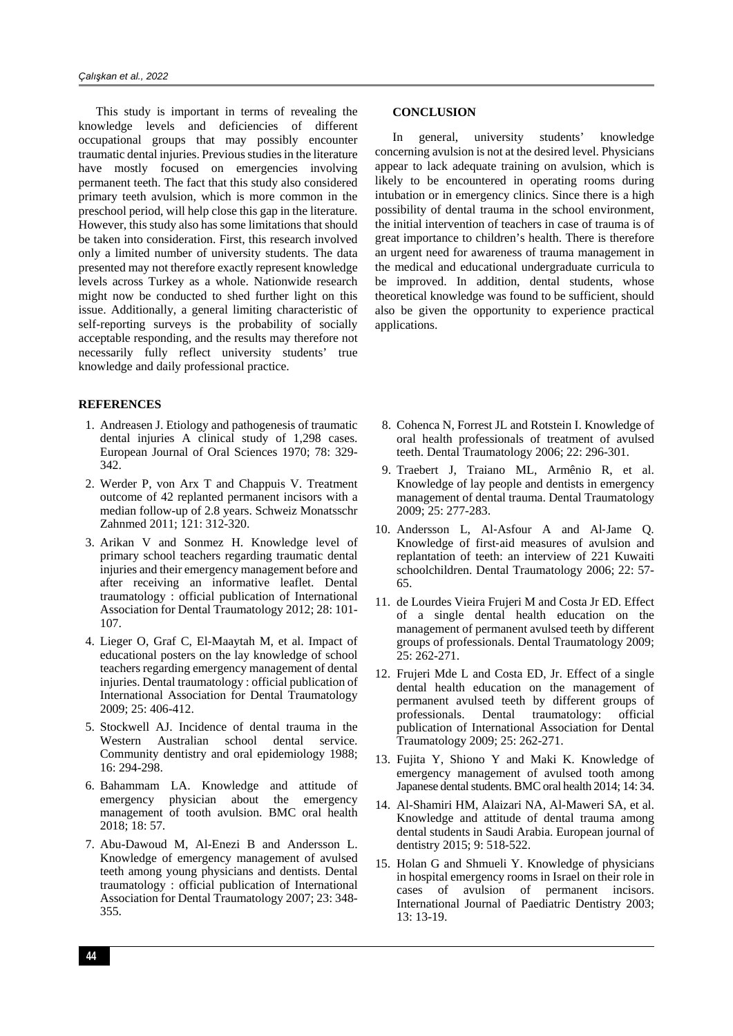This study is important in terms of revealing the knowledge levels and deficiencies of different occupational groups that may possibly encounter traumatic dental injuries. Previous studies in the literature have mostly focused on emergencies involving permanent teeth. The fact that this study also considered primary teeth avulsion, which is more common in the preschool period, will help close this gap in the literature. However, this study also has some limitations that should be taken into consideration. First, this research involved only a limited number of university students. The data presented may not therefore exactly represent knowledge levels across Turkey as a whole. Nationwide research might now be conducted to shed further light on this issue. Additionally, a general limiting characteristic of self-reporting surveys is the probability of socially acceptable responding, and the results may therefore not necessarily fully reflect university students' true knowledge and daily professional practice.

## CONCLUSION

In general, university students' knowledge concerning avulsion is not at the desired level. Physicians appear to lack adequate training on avulsion, which is likely to be encountered in operating rooms during intubation or in emergency clinics. Since there is a high possibility of dental trauma in the school environment, the initial intervention of teachers in case of trauma is of great importance to children's health. There is therefore an urgent need for awareness of trauma management in the medical and educational undergraduate curricula to be improved. In addition, dental students, whose theoretical knowledge was found to be sufficient, should also be given the opportunity to experience practical applications.

## REFERENCES

1. Andreasen J. Etiology and pathogenesis of traumatic dental injuries A clinical study of 1,298 cases. European Journal of Oral Sciences 1970; 78: 329-342.
2. Werder P, von Arx T and Chappuis V. Treatment outcome of 42 replanted permanent incisors with a median follow-up of 2.8 years. Schweiz Monatsschr Zahnmed 2011; 121: 312-320.
3. Arikan V and Sonmez H. Knowledge level of primary school teachers regarding traumatic dental injuries and their emergency management before and after receiving an informative leaflet. Dental traumatology : official publication of International Association for Dental Traumatology 2012; 28: 101-107.
4. Lieger O, Graf C, El-Maaytah M, et al. Impact of educational posters on the lay knowledge of school teachers regarding emergency management of dental injuries. Dental traumatology : official publication of International Association for Dental Traumatology 2009; 25: 406-412.
5. Stockwell AJ. Incidence of dental trauma in the Western Australian school dental service. Community dentistry and oral epidemiology 1988; 16: 294-298.
6. Bahammam LA. Knowledge and attitude of emergency physician about the emergency management of tooth avulsion. BMC oral health 2018; 18: 57.
7. Abu-Dawoud M, Al-Enezi B and Andersson L. Knowledge of emergency management of avulsed teeth among young physicians and dentists. Dental traumatology : official publication of International Association for Dental Traumatology 2007; 23: 348-355.
8. Cohenca N, Forrest JL and Rotstein I. Knowledge of oral health professionals of treatment of avulsed teeth. Dental Traumatology 2006; 22: 296-301.
9. Traebert J, Traiano ML, Armênio R, et al. Knowledge of lay people and dentists in emergency management of dental trauma. Dental Traumatology 2009; 25: 277-283.
10. Andersson L, Al-Asfour A and Al-Jame Q. Knowledge of first-aid measures of avulsion and replantation of teeth: an interview of 221 Kuwaiti schoolchildren. Dental Traumatology 2006; 22: 57-65.
11. de Lourdes Vieira Frujeri M and Costa Jr ED. Effect of a single dental health education on the management of permanent avulsed teeth by different groups of professionals. Dental Traumatology 2009; 25: 262-271.
12. Frujeri Mde L and Costa ED, Jr. Effect of a single dental health education on the management of permanent avulsed teeth by different groups of professionals. Dental traumatology: official publication of International Association for Dental Traumatology 2009; 25: 262-271.
13. Fujita Y, Shiono Y and Maki K. Knowledge of emergency management of avulsed tooth among Japanese dental students. BMC oral health 2014; 14: 34.
14. Al-Shamiri HM, Alaizari NA, Al-Maweri SA, et al. Knowledge and attitude of dental trauma among dental students in Saudi Arabia. European journal of dentistry 2015; 9: 518-522.
15. Holan G and Shmueli Y. Knowledge of physicians in hospital emergency rooms in Israel on their role in cases of avulsion of permanent incisors. International Journal of Paediatric Dentistry 2003; 13: 13-19.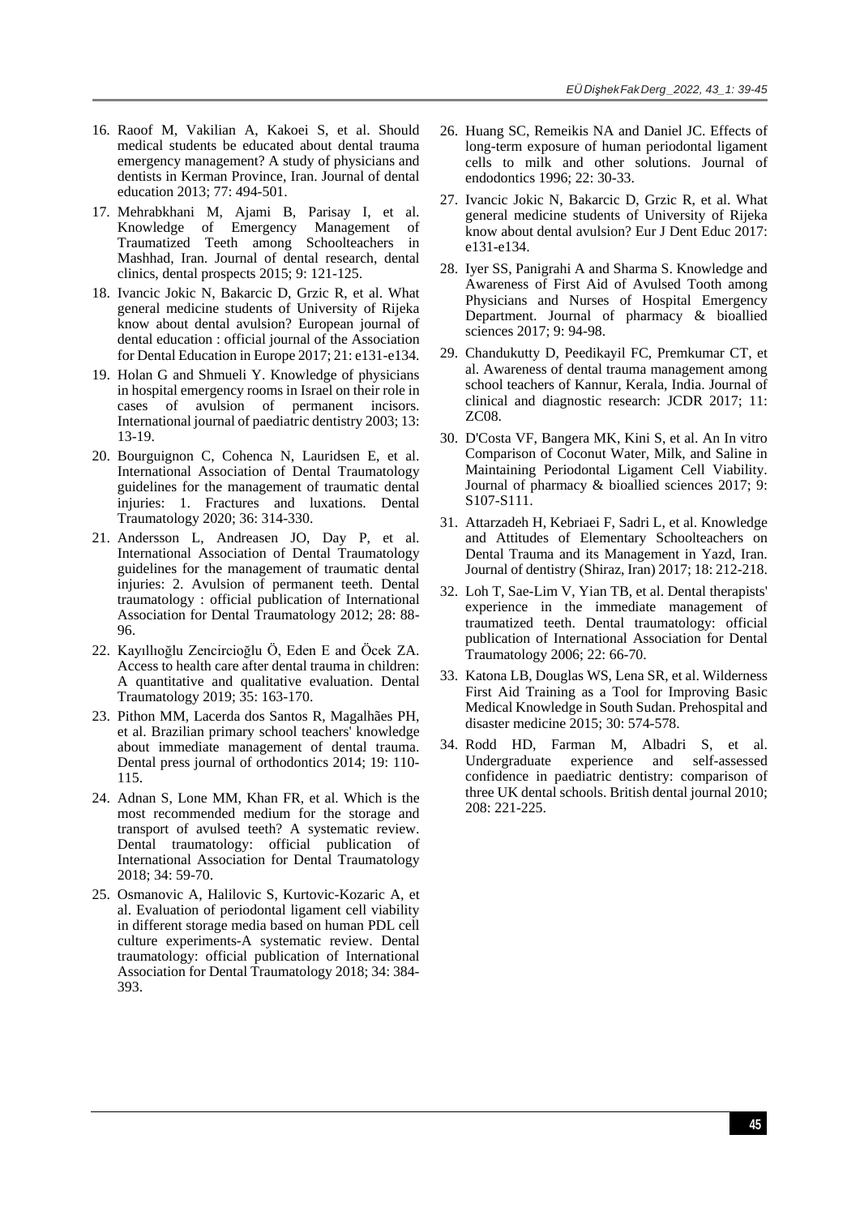16. Raoof M, Vakilian A, Kakoei S, et al. Should medical students be educated about dental trauma emergency management? A study of physicians and dentists in Kerman Province, Iran. Journal of dental education 2013; 77: 494-501.
17. Mehrabkhani M, Ajami B, Parisay I, et al. Knowledge of Emergency Management of Traumatized Teeth among Schoolteachers in Mashhad, Iran. Journal of dental research, dental clinics, dental prospects 2015; 9: 121-125.
18. Ivancic Jokic N, Bakarcic D, Grzic R, et al. What general medicine students of University of Rijeka know about dental avulsion? European journal of dental education : official journal of the Association for Dental Education in Europe 2017; 21: e131-e134.
19. Holan G and Shmueli Y. Knowledge of physicians in hospital emergency rooms in Israel on their role in cases of avulsion of permanent incisors. International journal of paediatric dentistry 2003; 13: 13-19.
20. Bourguignon C, Cohenca N, Lauridsen E, et al. International Association of Dental Traumatology guidelines for the management of traumatic dental injuries: 1. Fractures and luxations. Dental Traumatology 2020; 36: 314-330.
21. Andersson L, Andreasen JO, Day P, et al. International Association of Dental Traumatology guidelines for the management of traumatic dental injuries: 2. Avulsion of permanent teeth. Dental traumatology : official publication of International Association for Dental Traumatology 2012; 28: 88-96.
22. Kayıllıoğlu Zencircioğlu Ö, Eden E and Öcek ZA. Access to health care after dental trauma in children: A quantitative and qualitative evaluation. Dental Traumatology 2019; 35: 163-170.
23. Pithon MM, Lacerda dos Santos R, Magalhães PH, et al. Brazilian primary school teachers' knowledge about immediate management of dental trauma. Dental press journal of orthodontics 2014; 19: 110-115.
24. Adnan S, Lone MM, Khan FR, et al. Which is the most recommended medium for the storage and transport of avulsed teeth? A systematic review. Dental traumatology: official publication of International Association for Dental Traumatology 2018; 34: 59-70.
25. Osmanovic A, Halilovic S, Kurtovic-Kozaric A, et al. Evaluation of periodontal ligament cell viability in different storage media based on human PDL cell culture experiments-A systematic review. Dental traumatology: official publication of International Association for Dental Traumatology 2018; 34: 384-393.
26. Huang SC, Remeikis NA and Daniel JC. Effects of long-term exposure of human periodontal ligament cells to milk and other solutions. Journal of endodontics 1996; 22: 30-33.
27. Ivancic Jokic N, Bakarcic D, Grzic R, et al. What general medicine students of University of Rijeka know about dental avulsion? Eur J Dent Educ 2017: e131-e134.
28. Iyer SS, Panigrahi A and Sharma S. Knowledge and Awareness of First Aid of Avulsed Tooth among Physicians and Nurses of Hospital Emergency Department. Journal of pharmacy & bioallied sciences 2017; 9: 94-98.
29. Chandukutty D, Peedikayil FC, Premkumar CT, et al. Awareness of dental trauma management among school teachers of Kannur, Kerala, India. Journal of clinical and diagnostic research: JCDR 2017; 11: ZC08.
30. D'Costa VF, Bangera MK, Kini S, et al. An In vitro Comparison of Coconut Water, Milk, and Saline in Maintaining Periodontal Ligament Cell Viability. Journal of pharmacy & bioallied sciences 2017; 9: S107-S111.
31. Attarzadeh H, Kebriaei F, Sadri L, et al. Knowledge and Attitudes of Elementary Schoolteachers on Dental Trauma and its Management in Yazd, Iran. Journal of dentistry (Shiraz, Iran) 2017; 18: 212-218.
32. Loh T, Sae-Lim V, Yian TB, et al. Dental therapists' experience in the immediate management of traumatized teeth. Dental traumatology: official publication of International Association for Dental Traumatology 2006; 22: 66-70.
33. Katona LB, Douglas WS, Lena SR, et al. Wilderness First Aid Training as a Tool for Improving Basic Medical Knowledge in South Sudan. Prehospital and disaster medicine 2015; 30: 574-578.
34. Rodd HD, Farman M, Albadri S, et al. Undergraduate experience and self-assessed confidence in paediatric dentistry: comparison of three UK dental schools. British dental journal 2010; 208: 221-225.